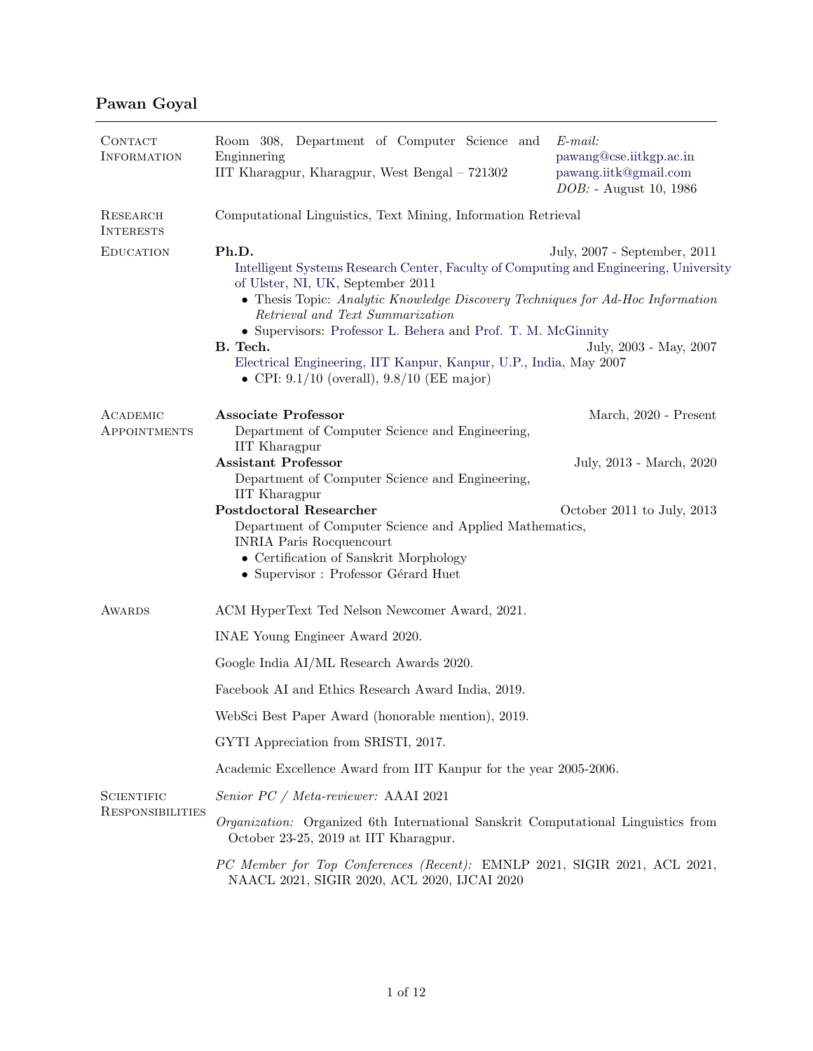# Pawan Goyal

## Contact Information

Room 308, Department of Computer Science and Enginnering
IIT Kharagpur, Kharagpur, West Bengal – 721302

*E-mail:*
pawang@cse.iitkgp.ac.in
pawang.iitk@gmail.com
*DOB:* - August 10, 1986

## Research Interests

Computational Linguistics, Text Mining, Information Retrieval

## Education

**Ph.D.** — July, 2007 - September, 2011

Intelligent Systems Research Center, Faculty of Computing and Engineering, University of Ulster, NI, UK, September 2011

- Thesis Topic: *Analytic Knowledge Discovery Techniques for Ad-Hoc Information Retrieval and Text Summarization*
- Supervisors: Professor L. Behera and Prof. T. M. McGinnity

**B. Tech.** — July, 2003 - May, 2007

Electrical Engineering, IIT Kanpur, Kanpur, U.P., India, May 2007

- CPI: 9.1/10 (overall), 9.8/10 (EE major)

## Academic Appointments

**Associate Professor** — March, 2020 - Present

Department of Computer Science and Engineering,
IIT Kharagpur

**Assistant Professor** — July, 2013 - March, 2020

Department of Computer Science and Engineering,
IIT Kharagpur

**Postdoctoral Researcher** — October 2011 to July, 2013

Department of Computer Science and Applied Mathematics,
INRIA Paris Rocquencourt

- Certification of Sanskrit Morphology
- Supervisor : Professor Gérard Huet

## Awards

ACM HyperText Ted Nelson Newcomer Award, 2021.

INAE Young Engineer Award 2020.

Google India AI/ML Research Awards 2020.

Facebook AI and Ethics Research Award India, 2019.

WebSci Best Paper Award (honorable mention), 2019.

GYTI Appreciation from SRISTI, 2017.

Academic Excellence Award from IIT Kanpur for the year 2005-2006.

## Scientific Responsibilities

*Senior PC / Meta-reviewer:* AAAI 2021

*Organization:* Organized 6th International Sanskrit Computational Linguistics from October 23-25, 2019 at IIT Kharagpur.

*PC Member for Top Conferences (Recent):* EMNLP 2021, SIGIR 2021, ACL 2021, NAACL 2021, SIGIR 2020, ACL 2020, IJCAI 2020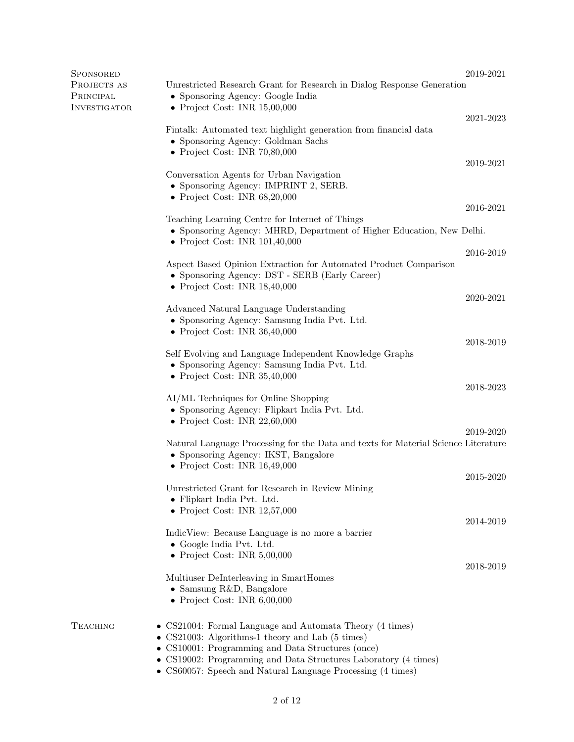## Sponsored Projects as Principal Investigator

**Unrestricted Research Grant for Research in Dialog Response Generation** — 2019-2021
- Sponsoring Agency: Google India
- Project Cost: INR 15,00,000

**Fintalk: Automated text highlight generation from financial data** — 2021-2023
- Sponsoring Agency: Goldman Sachs
- Project Cost: INR 70,80,000

**Conversation Agents for Urban Navigation** — 2019-2021
- Sponsoring Agency: IMPRINT 2, SERB.
- Project Cost: INR 68,20,000

**Teaching Learning Centre for Internet of Things** — 2016-2021
- Sponsoring Agency: MHRD, Department of Higher Education, New Delhi.
- Project Cost: INR 101,40,000

**Aspect Based Opinion Extraction for Automated Product Comparison** — 2016-2019
- Sponsoring Agency: DST - SERB (Early Career)
- Project Cost: INR 18,40,000

**Advanced Natural Language Understanding** — 2020-2021
- Sponsoring Agency: Samsung India Pvt. Ltd.
- Project Cost: INR 36,40,000

**Self Evolving and Language Independent Knowledge Graphs** — 2018-2019
- Sponsoring Agency: Samsung India Pvt. Ltd.
- Project Cost: INR 35,40,000

**AI/ML Techniques for Online Shopping** — 2018-2023
- Sponsoring Agency: Flipkart India Pvt. Ltd.
- Project Cost: INR 22,60,000

**Natural Language Processing for the Data and texts for Material Science Literature** — 2019-2020
- Sponsoring Agency: IKST, Bangalore
- Project Cost: INR 16,49,000

**Unrestricted Grant for Research in Review Mining** — 2015-2020
- Flipkart India Pvt. Ltd.
- Project Cost: INR 12,57,000

**IndicView: Because Language is no more a barrier** — 2014-2019
- Google India Pvt. Ltd.
- Project Cost: INR 5,00,000

**Multiuser DeInterleaving in SmartHomes** — 2018-2019
- Samsung R&D, Bangalore
- Project Cost: INR 6,00,000

## Teaching

- CS21004: Formal Language and Automata Theory (4 times)
- CS21003: Algorithms-1 theory and Lab (5 times)
- CS10001: Programming and Data Structures (once)
- CS19002: Programming and Data Structures Laboratory (4 times)
- CS60057: Speech and Natural Language Processing (4 times)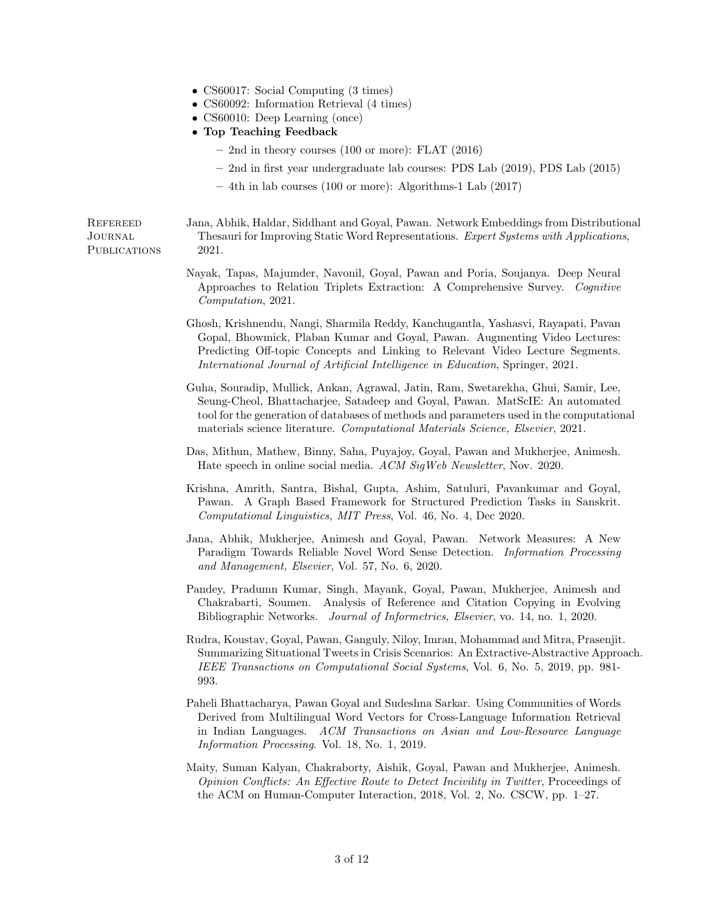- CS60017: Social Computing (3 times)
- CS60092: Information Retrieval (4 times)
- CS60010: Deep Learning (once)
- **Top Teaching Feedback**
  - 2nd in theory courses (100 or more): FLAT (2016)
  - 2nd in first year undergraduate lab courses: PDS Lab (2019), PDS Lab (2015)
  - 4th in lab courses (100 or more): Algorithms-1 Lab (2017)

## Refereed Journal Publications

Jana, Abhik, Haldar, Siddhant and Goyal, Pawan. Network Embeddings from Distributional Thesauri for Improving Static Word Representations. *Expert Systems with Applications*, 2021.

Nayak, Tapas, Majumder, Navonil, Goyal, Pawan and Poria, Soujanya. Deep Neural Approaches to Relation Triplets Extraction: A Comprehensive Survey. *Cognitive Computation*, 2021.

Ghosh, Krishnendu, Nangi, Sharmila Reddy, Kanchugantla, Yashasvi, Rayapati, Pavan Gopal, Bhowmick, Plaban Kumar and Goyal, Pawan. Augmenting Video Lectures: Predicting Off-topic Concepts and Linking to Relevant Video Lecture Segments. *International Journal of Artificial Intelligence in Education*, Springer, 2021.

Guha, Souradip, Mullick, Ankan, Agrawal, Jatin, Ram, Swetarekha, Ghui, Samir, Lee, Seung-Cheol, Bhattacharjee, Satadeep and Goyal, Pawan. MatScIE: An automated tool for the generation of databases of methods and parameters used in the computational materials science literature. *Computational Materials Science, Elsevier*, 2021.

Das, Mithun, Mathew, Binny, Saha, Puyajoy, Goyal, Pawan and Mukherjee, Animesh. Hate speech in online social media. *ACM SigWeb Newsletter*, Nov. 2020.

Krishna, Amrith, Santra, Bishal, Gupta, Ashim, Satuluri, Pavankumar and Goyal, Pawan. A Graph Based Framework for Structured Prediction Tasks in Sanskrit. *Computational Linguistics, MIT Press*, Vol. 46, No. 4, Dec 2020.

Jana, Abhik, Mukherjee, Animesh and Goyal, Pawan. Network Measures: A New Paradigm Towards Reliable Novel Word Sense Detection. *Information Processing and Management, Elsevier*, Vol. 57, No. 6, 2020.

Pandey, Pradumn Kumar, Singh, Mayank, Goyal, Pawan, Mukherjee, Animesh and Chakrabarti, Soumen. Analysis of Reference and Citation Copying in Evolving Bibliographic Networks. *Journal of Informetrics, Elsevier*, vo. 14, no. 1, 2020.

Rudra, Koustav, Goyal, Pawan, Ganguly, Niloy, Imran, Mohammad and Mitra, Prasenjit. Summarizing Situational Tweets in Crisis Scenarios: An Extractive-Abstractive Approach. *IEEE Transactions on Computational Social Systems*, Vol. 6, No. 5, 2019, pp. 981-993.

Paheli Bhattacharya, Pawan Goyal and Sudeshna Sarkar. Using Communities of Words Derived from Multilingual Word Vectors for Cross-Language Information Retrieval in Indian Languages. *ACM Transactions on Asian and Low-Resource Language Information Processing*. Vol. 18, No. 1, 2019.

Maity, Suman Kalyan, Chakraborty, Aishik, Goyal, Pawan and Mukherjee, Animesh. *Opinion Conflicts: An Effective Route to Detect Incivility in Twitter*, Proceedings of the ACM on Human-Computer Interaction, 2018, Vol. 2, No. CSCW, pp. 1–27.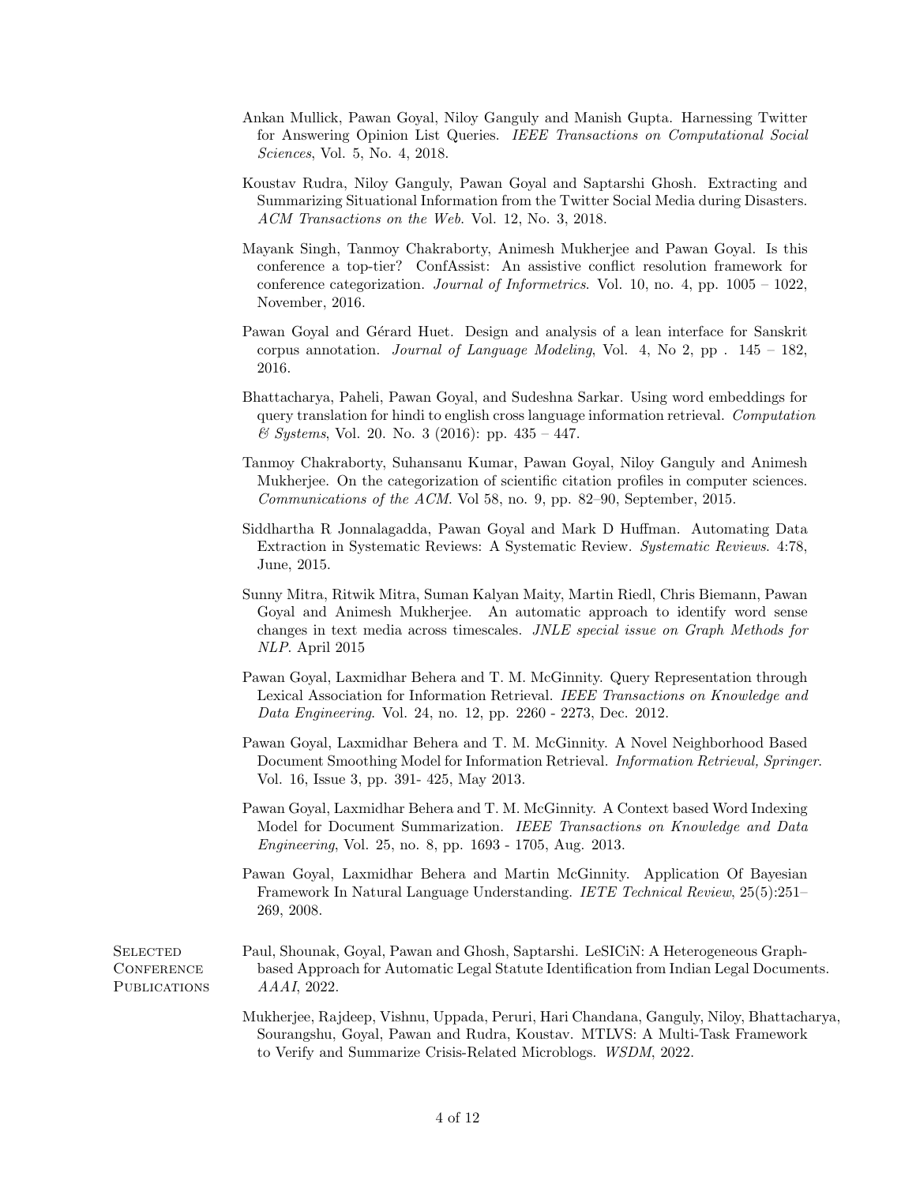Ankan Mullick, Pawan Goyal, Niloy Ganguly and Manish Gupta. Harnessing Twitter for Answering Opinion List Queries. *IEEE Transactions on Computational Social Sciences*, Vol. 5, No. 4, 2018.

Koustav Rudra, Niloy Ganguly, Pawan Goyal and Saptarshi Ghosh. Extracting and Summarizing Situational Information from the Twitter Social Media during Disasters. *ACM Transactions on the Web*. Vol. 12, No. 3, 2018.

Mayank Singh, Tanmoy Chakraborty, Animesh Mukherjee and Pawan Goyal. Is this conference a top-tier? ConfAssist: An assistive conflict resolution framework for conference categorization. *Journal of Informetrics*. Vol. 10, no. 4, pp. 1005 – 1022, November, 2016.

Pawan Goyal and Gérard Huet. Design and analysis of a lean interface for Sanskrit corpus annotation. *Journal of Language Modeling*, Vol. 4, No 2, pp . 145 – 182, 2016.

Bhattacharya, Paheli, Pawan Goyal, and Sudeshna Sarkar. Using word embeddings for query translation for hindi to english cross language information retrieval. *Computation & Systems*, Vol. 20. No. 3 (2016): pp. 435 – 447.

Tanmoy Chakraborty, Suhansanu Kumar, Pawan Goyal, Niloy Ganguly and Animesh Mukherjee. On the categorization of scientific citation profiles in computer sciences. *Communications of the ACM*. Vol 58, no. 9, pp. 82–90, September, 2015.

Siddhartha R Jonnalagadda, Pawan Goyal and Mark D Huffman. Automating Data Extraction in Systematic Reviews: A Systematic Review. *Systematic Reviews*. 4:78, June, 2015.

Sunny Mitra, Ritwik Mitra, Suman Kalyan Maity, Martin Riedl, Chris Biemann, Pawan Goyal and Animesh Mukherjee. An automatic approach to identify word sense changes in text media across timescales. *JNLE special issue on Graph Methods for NLP*. April 2015

Pawan Goyal, Laxmidhar Behera and T. M. McGinnity. Query Representation through Lexical Association for Information Retrieval. *IEEE Transactions on Knowledge and Data Engineering*. Vol. 24, no. 12, pp. 2260 - 2273, Dec. 2012.

Pawan Goyal, Laxmidhar Behera and T. M. McGinnity. A Novel Neighborhood Based Document Smoothing Model for Information Retrieval. *Information Retrieval, Springer*. Vol. 16, Issue 3, pp. 391- 425, May 2013.

Pawan Goyal, Laxmidhar Behera and T. M. McGinnity. A Context based Word Indexing Model for Document Summarization. *IEEE Transactions on Knowledge and Data Engineering*, Vol. 25, no. 8, pp. 1693 - 1705, Aug. 2013.

Pawan Goyal, Laxmidhar Behera and Martin McGinnity. Application Of Bayesian Framework In Natural Language Understanding. *IETE Technical Review*, 25(5):251–269, 2008.

## Selected Conference Publications

Paul, Shounak, Goyal, Pawan and Ghosh, Saptarshi. LeSICiN: A Heterogeneous Graph-based Approach for Automatic Legal Statute Identification from Indian Legal Documents. *AAAI*, 2022.

Mukherjee, Rajdeep, Vishnu, Uppada, Peruri, Hari Chandana, Ganguly, Niloy, Bhattacharya, Sourangshu, Goyal, Pawan and Rudra, Koustav. MTLVS: A Multi-Task Framework to Verify and Summarize Crisis-Related Microblogs. *WSDM*, 2022.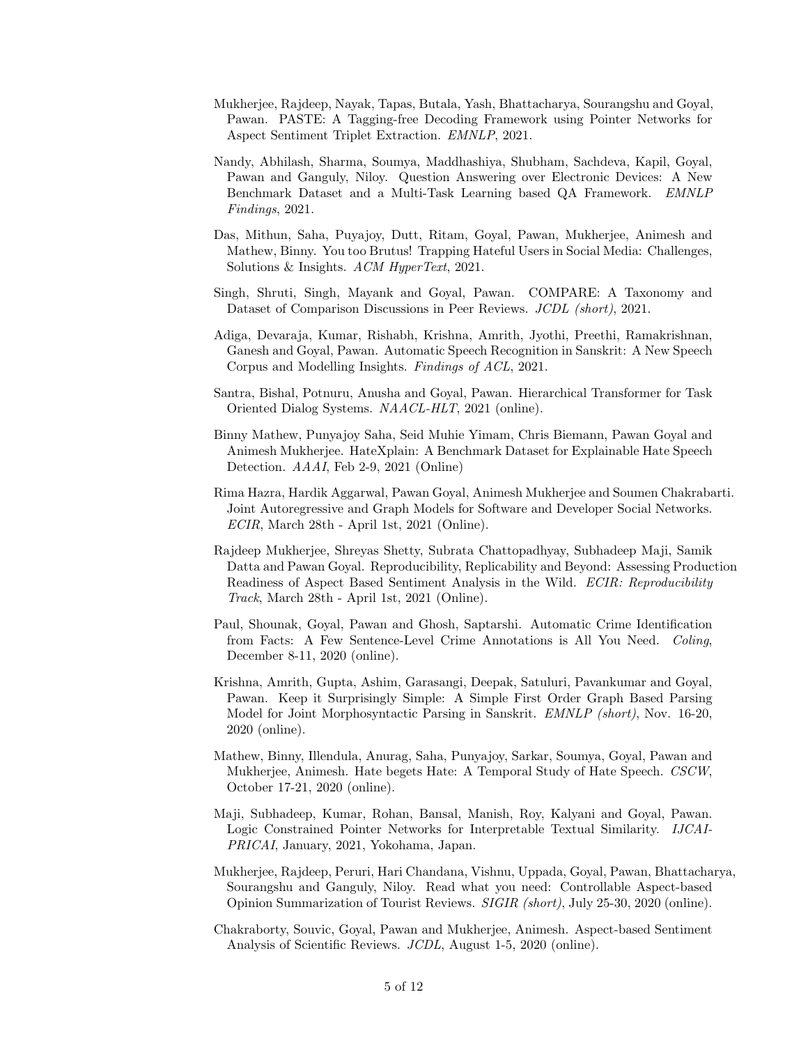Mukherjee, Rajdeep, Nayak, Tapas, Butala, Yash, Bhattacharya, Sourangshu and Goyal, Pawan. PASTE: A Tagging-free Decoding Framework using Pointer Networks for Aspect Sentiment Triplet Extraction. *EMNLP*, 2021.

Nandy, Abhilash, Sharma, Soumya, Maddhashiya, Shubham, Sachdeva, Kapil, Goyal, Pawan and Ganguly, Niloy. Question Answering over Electronic Devices: A New Benchmark Dataset and a Multi-Task Learning based QA Framework. *EMNLP Findings*, 2021.

Das, Mithun, Saha, Puyajoy, Dutt, Ritam, Goyal, Pawan, Mukherjee, Animesh and Mathew, Binny. You too Brutus! Trapping Hateful Users in Social Media: Challenges, Solutions & Insights. *ACM HyperText*, 2021.

Singh, Shruti, Singh, Mayank and Goyal, Pawan. COMPARE: A Taxonomy and Dataset of Comparison Discussions in Peer Reviews. *JCDL (short)*, 2021.

Adiga, Devaraja, Kumar, Rishabh, Krishna, Amrith, Jyothi, Preethi, Ramakrishnan, Ganesh and Goyal, Pawan. Automatic Speech Recognition in Sanskrit: A New Speech Corpus and Modelling Insights. *Findings of ACL*, 2021.

Santra, Bishal, Potnuru, Anusha and Goyal, Pawan. Hierarchical Transformer for Task Oriented Dialog Systems. *NAACL-HLT*, 2021 (online).

Binny Mathew, Punyajoy Saha, Seid Muhie Yimam, Chris Biemann, Pawan Goyal and Animesh Mukherjee. HateXplain: A Benchmark Dataset for Explainable Hate Speech Detection. *AAAI*, Feb 2-9, 2021 (Online)

Rima Hazra, Hardik Aggarwal, Pawan Goyal, Animesh Mukherjee and Soumen Chakrabarti. Joint Autoregressive and Graph Models for Software and Developer Social Networks. *ECIR*, March 28th - April 1st, 2021 (Online).

Rajdeep Mukherjee, Shreyas Shetty, Subrata Chattopadhyay, Subhadeep Maji, Samik Datta and Pawan Goyal. Reproducibility, Replicability and Beyond: Assessing Production Readiness of Aspect Based Sentiment Analysis in the Wild. *ECIR: Reproducibility Track*, March 28th - April 1st, 2021 (Online).

Paul, Shounak, Goyal, Pawan and Ghosh, Saptarshi. Automatic Crime Identification from Facts: A Few Sentence-Level Crime Annotations is All You Need. *Coling*, December 8-11, 2020 (online).

Krishna, Amrith, Gupta, Ashim, Garasangi, Deepak, Satuluri, Pavankumar and Goyal, Pawan. Keep it Surprisingly Simple: A Simple First Order Graph Based Parsing Model for Joint Morphosyntactic Parsing in Sanskrit. *EMNLP (short)*, Nov. 16-20, 2020 (online).

Mathew, Binny, Illendula, Anurag, Saha, Punyajoy, Sarkar, Soumya, Goyal, Pawan and Mukherjee, Animesh. Hate begets Hate: A Temporal Study of Hate Speech. *CSCW*, October 17-21, 2020 (online).

Maji, Subhadeep, Kumar, Rohan, Bansal, Manish, Roy, Kalyani and Goyal, Pawan. Logic Constrained Pointer Networks for Interpretable Textual Similarity. *IJCAI-PRICAI*, January, 2021, Yokohama, Japan.

Mukherjee, Rajdeep, Peruri, Hari Chandana, Vishnu, Uppada, Goyal, Pawan, Bhattacharya, Sourangshu and Ganguly, Niloy. Read what you need: Controllable Aspect-based Opinion Summarization of Tourist Reviews. *SIGIR (short)*, July 25-30, 2020 (online).

Chakraborty, Souvic, Goyal, Pawan and Mukherjee, Animesh. Aspect-based Sentiment Analysis of Scientific Reviews. *JCDL*, August 1-5, 2020 (online).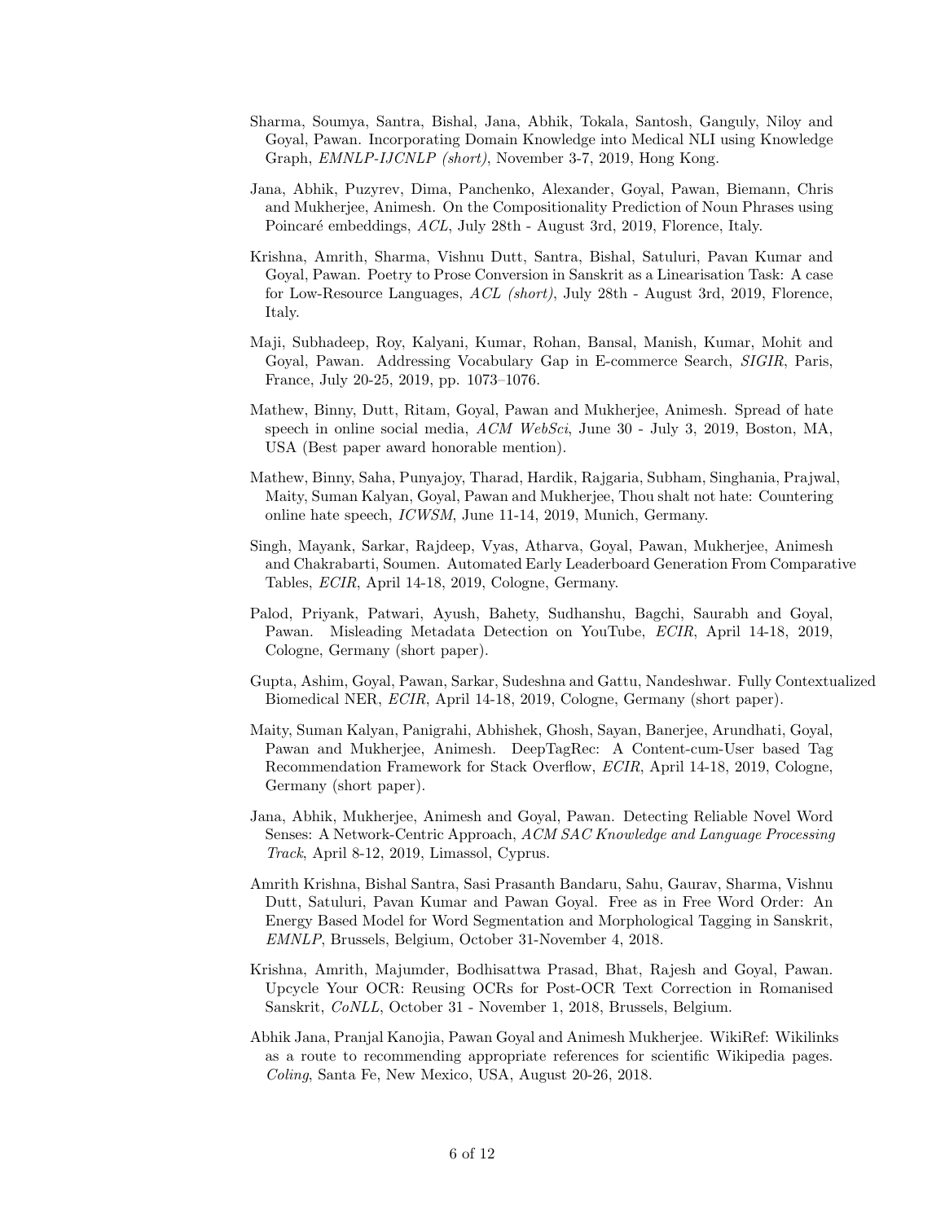Sharma, Soumya, Santra, Bishal, Jana, Abhik, Tokala, Santosh, Ganguly, Niloy and Goyal, Pawan. Incorporating Domain Knowledge into Medical NLI using Knowledge Graph, *EMNLP-IJCNLP (short)*, November 3-7, 2019, Hong Kong.

Jana, Abhik, Puzyrev, Dima, Panchenko, Alexander, Goyal, Pawan, Biemann, Chris and Mukherjee, Animesh. On the Compositionality Prediction of Noun Phrases using Poincaré embeddings, *ACL*, July 28th - August 3rd, 2019, Florence, Italy.

Krishna, Amrith, Sharma, Vishnu Dutt, Santra, Bishal, Satuluri, Pavan Kumar and Goyal, Pawan. Poetry to Prose Conversion in Sanskrit as a Linearisation Task: A case for Low-Resource Languages, *ACL (short)*, July 28th - August 3rd, 2019, Florence, Italy.

Maji, Subhadeep, Roy, Kalyani, Kumar, Rohan, Bansal, Manish, Kumar, Mohit and Goyal, Pawan. Addressing Vocabulary Gap in E-commerce Search, *SIGIR*, Paris, France, July 20-25, 2019, pp. 1073–1076.

Mathew, Binny, Dutt, Ritam, Goyal, Pawan and Mukherjee, Animesh. Spread of hate speech in online social media, *ACM WebSci*, June 30 - July 3, 2019, Boston, MA, USA (Best paper award honorable mention).

Mathew, Binny, Saha, Punyajoy, Tharad, Hardik, Rajgaria, Subham, Singhania, Prajwal, Maity, Suman Kalyan, Goyal, Pawan and Mukherjee, Thou shalt not hate: Countering online hate speech, *ICWSM*, June 11-14, 2019, Munich, Germany.

Singh, Mayank, Sarkar, Rajdeep, Vyas, Atharva, Goyal, Pawan, Mukherjee, Animesh and Chakrabarti, Soumen. Automated Early Leaderboard Generation From Comparative Tables, *ECIR*, April 14-18, 2019, Cologne, Germany.

Palod, Priyank, Patwari, Ayush, Bahety, Sudhanshu, Bagchi, Saurabh and Goyal, Pawan. Misleading Metadata Detection on YouTube, *ECIR*, April 14-18, 2019, Cologne, Germany (short paper).

Gupta, Ashim, Goyal, Pawan, Sarkar, Sudeshna and Gattu, Nandeshwar. Fully Contextualized Biomedical NER, *ECIR*, April 14-18, 2019, Cologne, Germany (short paper).

Maity, Suman Kalyan, Panigrahi, Abhishek, Ghosh, Sayan, Banerjee, Arundhati, Goyal, Pawan and Mukherjee, Animesh. DeepTagRec: A Content-cum-User based Tag Recommendation Framework for Stack Overflow, *ECIR*, April 14-18, 2019, Cologne, Germany (short paper).

Jana, Abhik, Mukherjee, Animesh and Goyal, Pawan. Detecting Reliable Novel Word Senses: A Network-Centric Approach, *ACM SAC Knowledge and Language Processing Track*, April 8-12, 2019, Limassol, Cyprus.

Amrith Krishna, Bishal Santra, Sasi Prasanth Bandaru, Sahu, Gaurav, Sharma, Vishnu Dutt, Satuluri, Pavan Kumar and Pawan Goyal. Free as in Free Word Order: An Energy Based Model for Word Segmentation and Morphological Tagging in Sanskrit, *EMNLP*, Brussels, Belgium, October 31-November 4, 2018.

Krishna, Amrith, Majumder, Bodhisattwa Prasad, Bhat, Rajesh and Goyal, Pawan. Upcycle Your OCR: Reusing OCRs for Post-OCR Text Correction in Romanised Sanskrit, *CoNLL*, October 31 - November 1, 2018, Brussels, Belgium.

Abhik Jana, Pranjal Kanojia, Pawan Goyal and Animesh Mukherjee. WikiRef: Wikilinks as a route to recommending appropriate references for scientific Wikipedia pages. *Coling*, Santa Fe, New Mexico, USA, August 20-26, 2018.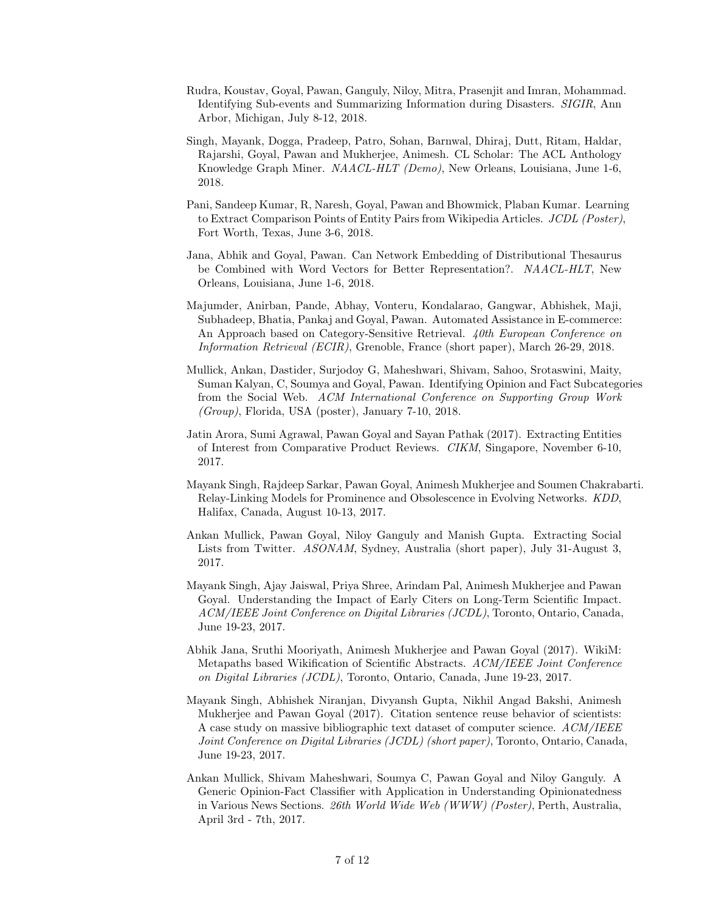Rudra, Koustav, Goyal, Pawan, Ganguly, Niloy, Mitra, Prasenjit and Imran, Mohammad. Identifying Sub-events and Summarizing Information during Disasters. *SIGIR*, Ann Arbor, Michigan, July 8-12, 2018.

Singh, Mayank, Dogga, Pradeep, Patro, Sohan, Barnwal, Dhiraj, Dutt, Ritam, Haldar, Rajarshi, Goyal, Pawan and Mukherjee, Animesh. CL Scholar: The ACL Anthology Knowledge Graph Miner. *NAACL-HLT (Demo)*, New Orleans, Louisiana, June 1-6, 2018.

Pani, Sandeep Kumar, R, Naresh, Goyal, Pawan and Bhowmick, Plaban Kumar. Learning to Extract Comparison Points of Entity Pairs from Wikipedia Articles. *JCDL (Poster)*, Fort Worth, Texas, June 3-6, 2018.

Jana, Abhik and Goyal, Pawan. Can Network Embedding of Distributional Thesaurus be Combined with Word Vectors for Better Representation?. *NAACL-HLT*, New Orleans, Louisiana, June 1-6, 2018.

Majumder, Anirban, Pande, Abhay, Vonteru, Kondalarao, Gangwar, Abhishek, Maji, Subhadeep, Bhatia, Pankaj and Goyal, Pawan. Automated Assistance in E-commerce: An Approach based on Category-Sensitive Retrieval. *40th European Conference on Information Retrieval (ECIR)*, Grenoble, France (short paper), March 26-29, 2018.

Mullick, Ankan, Dastider, Surjodoy G, Maheshwari, Shivam, Sahoo, Srotaswini, Maity, Suman Kalyan, C, Soumya and Goyal, Pawan. Identifying Opinion and Fact Subcategories from the Social Web. *ACM International Conference on Supporting Group Work (Group)*, Florida, USA (poster), January 7-10, 2018.

Jatin Arora, Sumi Agrawal, Pawan Goyal and Sayan Pathak (2017). Extracting Entities of Interest from Comparative Product Reviews. *CIKM*, Singapore, November 6-10, 2017.

Mayank Singh, Rajdeep Sarkar, Pawan Goyal, Animesh Mukherjee and Soumen Chakrabarti. Relay-Linking Models for Prominence and Obsolescence in Evolving Networks. *KDD*, Halifax, Canada, August 10-13, 2017.

Ankan Mullick, Pawan Goyal, Niloy Ganguly and Manish Gupta. Extracting Social Lists from Twitter. *ASONAM*, Sydney, Australia (short paper), July 31-August 3, 2017.

Mayank Singh, Ajay Jaiswal, Priya Shree, Arindam Pal, Animesh Mukherjee and Pawan Goyal. Understanding the Impact of Early Citers on Long-Term Scientific Impact. *ACM/IEEE Joint Conference on Digital Libraries (JCDL)*, Toronto, Ontario, Canada, June 19-23, 2017.

Abhik Jana, Sruthi Mooriyath, Animesh Mukherjee and Pawan Goyal (2017). WikiM: Metapaths based Wikification of Scientific Abstracts. *ACM/IEEE Joint Conference on Digital Libraries (JCDL)*, Toronto, Ontario, Canada, June 19-23, 2017.

Mayank Singh, Abhishek Niranjan, Divyansh Gupta, Nikhil Angad Bakshi, Animesh Mukherjee and Pawan Goyal (2017). Citation sentence reuse behavior of scientists: A case study on massive bibliographic text dataset of computer science. *ACM/IEEE Joint Conference on Digital Libraries (JCDL) (short paper)*, Toronto, Ontario, Canada, June 19-23, 2017.

Ankan Mullick, Shivam Maheshwari, Soumya C, Pawan Goyal and Niloy Ganguly. A Generic Opinion-Fact Classifier with Application in Understanding Opinionatedness in Various News Sections. *26th World Wide Web (WWW) (Poster)*, Perth, Australia, April 3rd - 7th, 2017.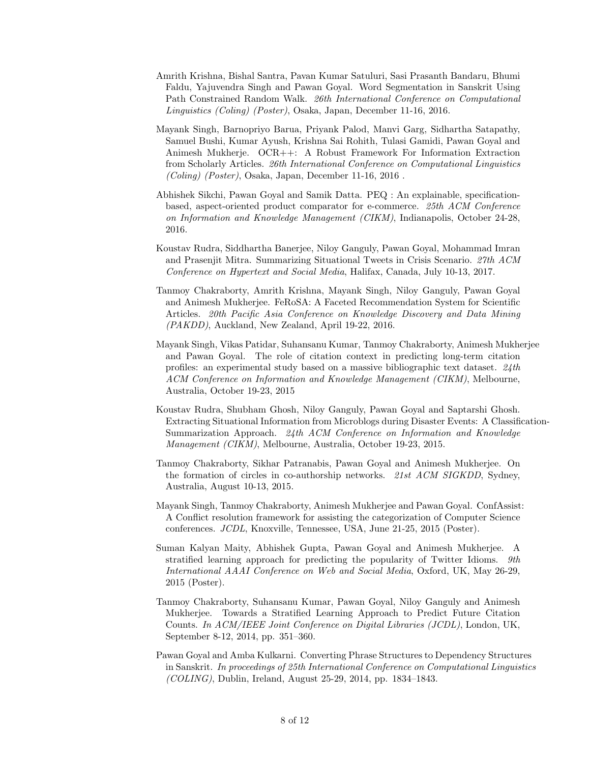Amrith Krishna, Bishal Santra, Pavan Kumar Satuluri, Sasi Prasanth Bandaru, Bhumi Faldu, Yajuvendra Singh and Pawan Goyal. Word Segmentation in Sanskrit Using Path Constrained Random Walk. *26th International Conference on Computational Linguistics (Coling) (Poster)*, Osaka, Japan, December 11-16, 2016.

Mayank Singh, Barnopriyo Barua, Priyank Palod, Manvi Garg, Sidhartha Satapathy, Samuel Bushi, Kumar Ayush, Krishna Sai Rohith, Tulasi Gamidi, Pawan Goyal and Animesh Mukherje. OCR++: A Robust Framework For Information Extraction from Scholarly Articles. *26th International Conference on Computational Linguistics (Coling) (Poster)*, Osaka, Japan, December 11-16, 2016 .

Abhishek Sikchi, Pawan Goyal and Samik Datta. PEQ : An explainable, specification-based, aspect-oriented product comparator for e-commerce. *25th ACM Conference on Information and Knowledge Management (CIKM)*, Indianapolis, October 24-28, 2016.

Koustav Rudra, Siddhartha Banerjee, Niloy Ganguly, Pawan Goyal, Mohammad Imran and Prasenjit Mitra. Summarizing Situational Tweets in Crisis Scenario. *27th ACM Conference on Hypertext and Social Media*, Halifax, Canada, July 10-13, 2017.

Tanmoy Chakraborty, Amrith Krishna, Mayank Singh, Niloy Ganguly, Pawan Goyal and Animesh Mukherjee. FeRoSA: A Faceted Recommendation System for Scientific Articles. *20th Pacific Asia Conference on Knowledge Discovery and Data Mining (PAKDD)*, Auckland, New Zealand, April 19-22, 2016.

Mayank Singh, Vikas Patidar, Suhansanu Kumar, Tanmoy Chakraborty, Animesh Mukherjee and Pawan Goyal. The role of citation context in predicting long-term citation profiles: an experimental study based on a massive bibliographic text dataset. *24th ACM Conference on Information and Knowledge Management (CIKM)*, Melbourne, Australia, October 19-23, 2015

Koustav Rudra, Shubham Ghosh, Niloy Ganguly, Pawan Goyal and Saptarshi Ghosh. Extracting Situational Information from Microblogs during Disaster Events: A Classification-Summarization Approach. *24th ACM Conference on Information and Knowledge Management (CIKM)*, Melbourne, Australia, October 19-23, 2015.

Tanmoy Chakraborty, Sikhar Patranabis, Pawan Goyal and Animesh Mukherjee. On the formation of circles in co-authorship networks. *21st ACM SIGKDD*, Sydney, Australia, August 10-13, 2015.

Mayank Singh, Tanmoy Chakraborty, Animesh Mukherjee and Pawan Goyal. ConfAssist: A Conflict resolution framework for assisting the categorization of Computer Science conferences. *JCDL*, Knoxville, Tennessee, USA, June 21-25, 2015 (Poster).

Suman Kalyan Maity, Abhishek Gupta, Pawan Goyal and Animesh Mukherjee. A stratified learning approach for predicting the popularity of Twitter Idioms. *9th International AAAI Conference on Web and Social Media*, Oxford, UK, May 26-29, 2015 (Poster).

Tanmoy Chakraborty, Suhansanu Kumar, Pawan Goyal, Niloy Ganguly and Animesh Mukherjee. Towards a Stratified Learning Approach to Predict Future Citation Counts. *In ACM/IEEE Joint Conference on Digital Libraries (JCDL)*, London, UK, September 8-12, 2014, pp. 351–360.

Pawan Goyal and Amba Kulkarni. Converting Phrase Structures to Dependency Structures in Sanskrit. *In proceedings of 25th International Conference on Computational Linguistics (COLING)*, Dublin, Ireland, August 25-29, 2014, pp. 1834–1843.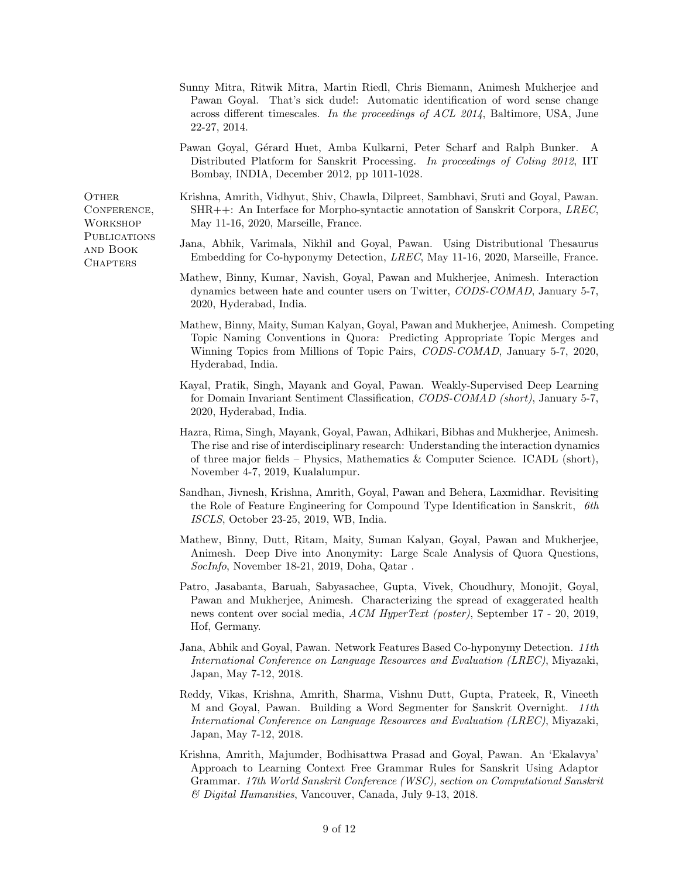Sunny Mitra, Ritwik Mitra, Martin Riedl, Chris Biemann, Animesh Mukherjee and Pawan Goyal. That's sick dude!: Automatic identification of word sense change across different timescales. *In the proceedings of ACL 2014*, Baltimore, USA, June 22-27, 2014.

Pawan Goyal, Gérard Huet, Amba Kulkarni, Peter Scharf and Ralph Bunker. A Distributed Platform for Sanskrit Processing. *In proceedings of Coling 2012*, IIT Bombay, INDIA, December 2012, pp 1011-1028.

## Other Conference, Workshop Publications and Book Chapters

Krishna, Amrith, Vidhyut, Shiv, Chawla, Dilpreet, Sambhavi, Sruti and Goyal, Pawan. SHR++: An Interface for Morpho-syntactic annotation of Sanskrit Corpora, *LREC*, May 11-16, 2020, Marseille, France.

Jana, Abhik, Varimala, Nikhil and Goyal, Pawan. Using Distributional Thesaurus Embedding for Co-hyponymy Detection, *LREC*, May 11-16, 2020, Marseille, France.

Mathew, Binny, Kumar, Navish, Goyal, Pawan and Mukherjee, Animesh. Interaction dynamics between hate and counter users on Twitter, *CODS-COMAD*, January 5-7, 2020, Hyderabad, India.

Mathew, Binny, Maity, Suman Kalyan, Goyal, Pawan and Mukherjee, Animesh. Competing Topic Naming Conventions in Quora: Predicting Appropriate Topic Merges and Winning Topics from Millions of Topic Pairs, *CODS-COMAD*, January 5-7, 2020, Hyderabad, India.

Kayal, Pratik, Singh, Mayank and Goyal, Pawan. Weakly-Supervised Deep Learning for Domain Invariant Sentiment Classification, *CODS-COMAD (short)*, January 5-7, 2020, Hyderabad, India.

Hazra, Rima, Singh, Mayank, Goyal, Pawan, Adhikari, Bibhas and Mukherjee, Animesh. The rise and rise of interdisciplinary research: Understanding the interaction dynamics of three major fields – Physics, Mathematics & Computer Science. ICADL (short), November 4-7, 2019, Kualalumpur.

Sandhan, Jivnesh, Krishna, Amrith, Goyal, Pawan and Behera, Laxmidhar. Revisiting the Role of Feature Engineering for Compound Type Identification in Sanskrit, *6th ISCLS*, October 23-25, 2019, WB, India.

Mathew, Binny, Dutt, Ritam, Maity, Suman Kalyan, Goyal, Pawan and Mukherjee, Animesh. Deep Dive into Anonymity: Large Scale Analysis of Quora Questions, *SocInfo*, November 18-21, 2019, Doha, Qatar .

Patro, Jasabanta, Baruah, Sabyasachee, Gupta, Vivek, Choudhury, Monojit, Goyal, Pawan and Mukherjee, Animesh. Characterizing the spread of exaggerated health news content over social media, *ACM HyperText (poster)*, September 17 - 20, 2019, Hof, Germany.

Jana, Abhik and Goyal, Pawan. Network Features Based Co-hyponymy Detection. *11th International Conference on Language Resources and Evaluation (LREC)*, Miyazaki, Japan, May 7-12, 2018.

Reddy, Vikas, Krishna, Amrith, Sharma, Vishnu Dutt, Gupta, Prateek, R, Vineeth M and Goyal, Pawan. Building a Word Segmenter for Sanskrit Overnight. *11th International Conference on Language Resources and Evaluation (LREC)*, Miyazaki, Japan, May 7-12, 2018.

Krishna, Amrith, Majumder, Bodhisattwa Prasad and Goyal, Pawan. An 'Ekalavya' Approach to Learning Context Free Grammar Rules for Sanskrit Using Adaptor Grammar. *17th World Sanskrit Conference (WSC), section on Computational Sanskrit & Digital Humanities*, Vancouver, Canada, July 9-13, 2018.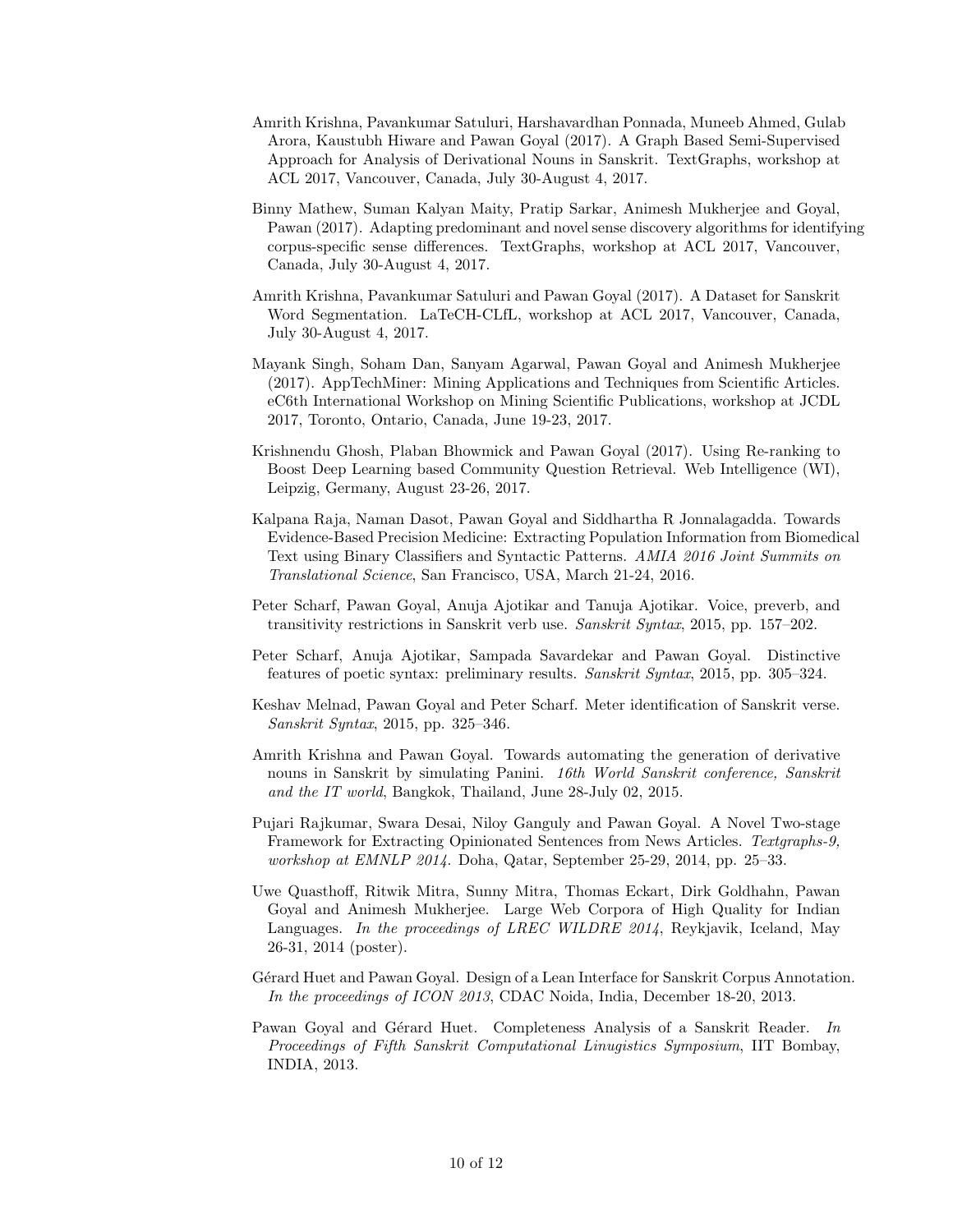Amrith Krishna, Pavankumar Satuluri, Harshavardhan Ponnada, Muneeb Ahmed, Gulab Arora, Kaustubh Hiware and Pawan Goyal (2017). A Graph Based Semi-Supervised Approach for Analysis of Derivational Nouns in Sanskrit. TextGraphs, workshop at ACL 2017, Vancouver, Canada, July 30-August 4, 2017.

Binny Mathew, Suman Kalyan Maity, Pratip Sarkar, Animesh Mukherjee and Goyal, Pawan (2017). Adapting predominant and novel sense discovery algorithms for identifying corpus-specific sense differences. TextGraphs, workshop at ACL 2017, Vancouver, Canada, July 30-August 4, 2017.

Amrith Krishna, Pavankumar Satuluri and Pawan Goyal (2017). A Dataset for Sanskrit Word Segmentation. LaTeCH-CLfL, workshop at ACL 2017, Vancouver, Canada, July 30-August 4, 2017.

Mayank Singh, Soham Dan, Sanyam Agarwal, Pawan Goyal and Animesh Mukherjee (2017). AppTechMiner: Mining Applications and Techniques from Scientific Articles. eC6th International Workshop on Mining Scientific Publications, workshop at JCDL 2017, Toronto, Ontario, Canada, June 19-23, 2017.

Krishnendu Ghosh, Plaban Bhowmick and Pawan Goyal (2017). Using Re-ranking to Boost Deep Learning based Community Question Retrieval. Web Intelligence (WI), Leipzig, Germany, August 23-26, 2017.

Kalpana Raja, Naman Dasot, Pawan Goyal and Siddhartha R Jonnalagadda. Towards Evidence-Based Precision Medicine: Extracting Population Information from Biomedical Text using Binary Classifiers and Syntactic Patterns. *AMIA 2016 Joint Summits on Translational Science*, San Francisco, USA, March 21-24, 2016.

Peter Scharf, Pawan Goyal, Anuja Ajotikar and Tanuja Ajotikar. Voice, preverb, and transitivity restrictions in Sanskrit verb use. *Sanskrit Syntax*, 2015, pp. 157–202.

Peter Scharf, Anuja Ajotikar, Sampada Savardekar and Pawan Goyal. Distinctive features of poetic syntax: preliminary results. *Sanskrit Syntax*, 2015, pp. 305–324.

Keshav Melnad, Pawan Goyal and Peter Scharf. Meter identification of Sanskrit verse. *Sanskrit Syntax*, 2015, pp. 325–346.

Amrith Krishna and Pawan Goyal. Towards automating the generation of derivative nouns in Sanskrit by simulating Panini. *16th World Sanskrit conference, Sanskrit and the IT world*, Bangkok, Thailand, June 28-July 02, 2015.

Pujari Rajkumar, Swara Desai, Niloy Ganguly and Pawan Goyal. A Novel Two-stage Framework for Extracting Opinionated Sentences from News Articles. *Textgraphs-9, workshop at EMNLP 2014.* Doha, Qatar, September 25-29, 2014, pp. 25–33.

Uwe Quasthoff, Ritwik Mitra, Sunny Mitra, Thomas Eckart, Dirk Goldhahn, Pawan Goyal and Animesh Mukherjee. Large Web Corpora of High Quality for Indian Languages. *In the proceedings of LREC WILDRE 2014*, Reykjavik, Iceland, May 26-31, 2014 (poster).

Gérard Huet and Pawan Goyal. Design of a Lean Interface for Sanskrit Corpus Annotation. *In the proceedings of ICON 2013*, CDAC Noida, India, December 18-20, 2013.

Pawan Goyal and Gérard Huet. Completeness Analysis of a Sanskrit Reader. *In Proceedings of Fifth Sanskrit Computational Linugistics Symposium*, IIT Bombay, INDIA, 2013.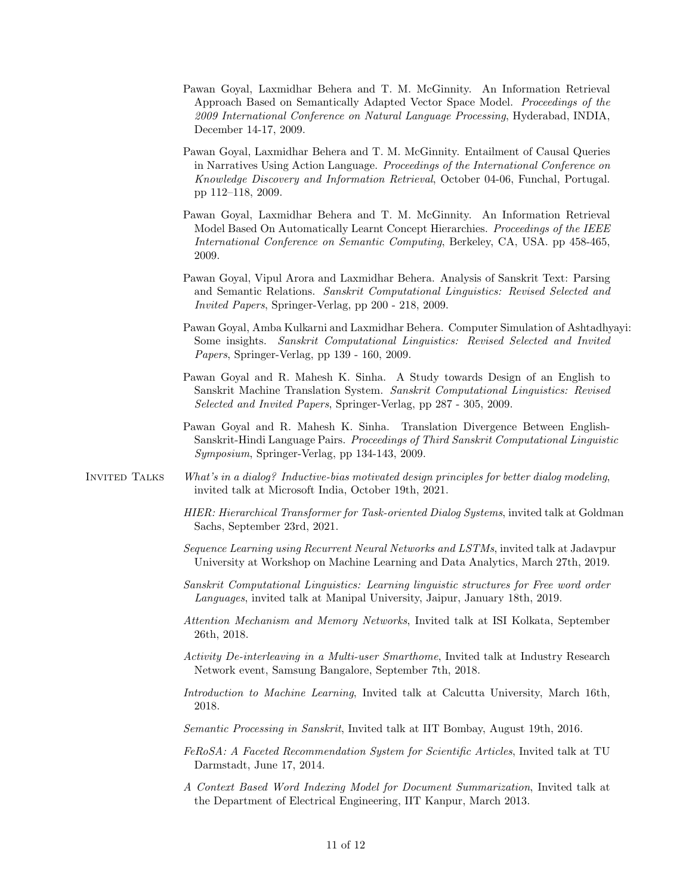Pawan Goyal, Laxmidhar Behera and T. M. McGinnity. An Information Retrieval Approach Based on Semantically Adapted Vector Space Model. *Proceedings of the 2009 International Conference on Natural Language Processing*, Hyderabad, INDIA, December 14-17, 2009.

Pawan Goyal, Laxmidhar Behera and T. M. McGinnity. Entailment of Causal Queries in Narratives Using Action Language. *Proceedings of the International Conference on Knowledge Discovery and Information Retrieval*, October 04-06, Funchal, Portugal. pp 112–118, 2009.

Pawan Goyal, Laxmidhar Behera and T. M. McGinnity. An Information Retrieval Model Based On Automatically Learnt Concept Hierarchies. *Proceedings of the IEEE International Conference on Semantic Computing*, Berkeley, CA, USA. pp 458-465, 2009.

Pawan Goyal, Vipul Arora and Laxmidhar Behera. Analysis of Sanskrit Text: Parsing and Semantic Relations. *Sanskrit Computational Linguistics: Revised Selected and Invited Papers*, Springer-Verlag, pp 200 - 218, 2009.

Pawan Goyal, Amba Kulkarni and Laxmidhar Behera. Computer Simulation of Ashtadhyayi: Some insights. *Sanskrit Computational Linguistics: Revised Selected and Invited Papers*, Springer-Verlag, pp 139 - 160, 2009.

Pawan Goyal and R. Mahesh K. Sinha. A Study towards Design of an English to Sanskrit Machine Translation System. *Sanskrit Computational Linguistics: Revised Selected and Invited Papers*, Springer-Verlag, pp 287 - 305, 2009.

Pawan Goyal and R. Mahesh K. Sinha. Translation Divergence Between English-Sanskrit-Hindi Language Pairs. *Proceedings of Third Sanskrit Computational Linguistic Symposium*, Springer-Verlag, pp 134-143, 2009.

## Invited Talks

*What's in a dialog? Inductive-bias motivated design principles for better dialog modeling*, invited talk at Microsoft India, October 19th, 2021.

*HIER: Hierarchical Transformer for Task-oriented Dialog Systems*, invited talk at Goldman Sachs, September 23rd, 2021.

*Sequence Learning using Recurrent Neural Networks and LSTMs*, invited talk at Jadavpur University at Workshop on Machine Learning and Data Analytics, March 27th, 2019.

*Sanskrit Computational Linguistics: Learning linguistic structures for Free word order Languages*, invited talk at Manipal University, Jaipur, January 18th, 2019.

*Attention Mechanism and Memory Networks*, Invited talk at ISI Kolkata, September 26th, 2018.

*Activity De-interleaving in a Multi-user Smarthome*, Invited talk at Industry Research Network event, Samsung Bangalore, September 7th, 2018.

*Introduction to Machine Learning*, Invited talk at Calcutta University, March 16th, 2018.

*Semantic Processing in Sanskrit*, Invited talk at IIT Bombay, August 19th, 2016.

*FeRoSA: A Faceted Recommendation System for Scientific Articles*, Invited talk at TU Darmstadt, June 17, 2014.

*A Context Based Word Indexing Model for Document Summarization*, Invited talk at the Department of Electrical Engineering, IIT Kanpur, March 2013.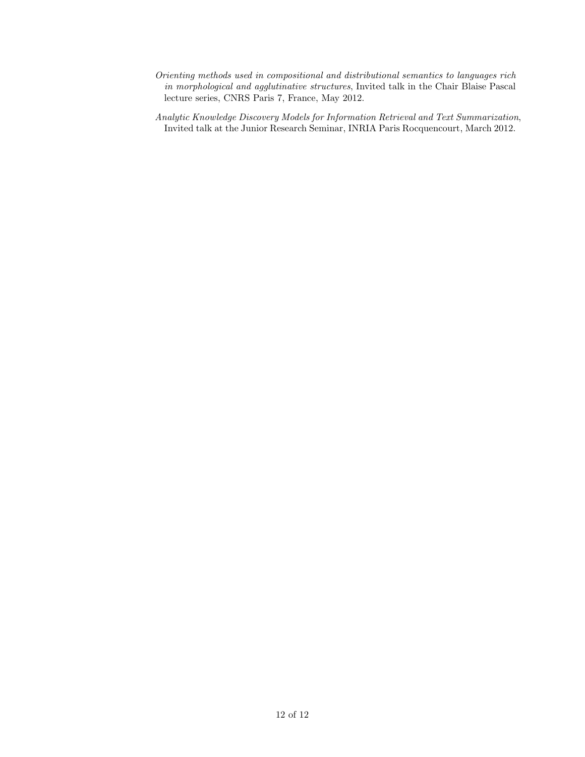*Orienting methods used in compositional and distributional semantics to languages rich in morphological and agglutinative structures*, Invited talk in the Chair Blaise Pascal lecture series, CNRS Paris 7, France, May 2012.

*Analytic Knowledge Discovery Models for Information Retrieval and Text Summarization*, Invited talk at the Junior Research Seminar, INRIA Paris Rocquencourt, March 2012.